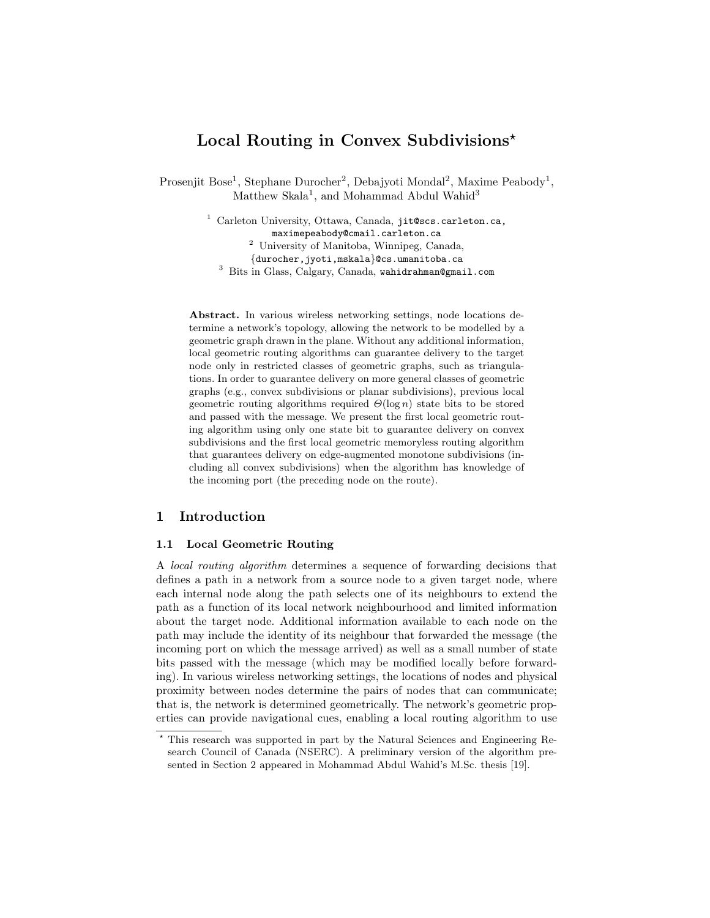# Local Routing in Convex Subdivisions*

Prosenjit Bose[1], Stephane Durocher[2], Debajyoti Mondal[2], Maxime Peabody[1], Matthew Skala[1], and Mohammad Abdul Wahid[3]

[1] Carleton University, Ottawa, Canada, jit@scs.carleton.ca, maximepeabody@cmail.carleton.ca
[2] University of Manitoba, Winnipeg, Canada, {durocher,jyoti,mskala}@cs.umanitoba.ca
[3] Bits in Glass, Calgary, Canada, wahidrahman@gmail.com

**Abstract.** In various wireless networking settings, node locations determine a network's topology, allowing the network to be modelled by a geometric graph drawn in the plane. Without any additional information, local geometric routing algorithms can guarantee delivery to the target node only in restricted classes of geometric graphs, such as triangulations. In order to guarantee delivery on more general classes of geometric graphs (e.g., convex subdivisions or planar subdivisions), previous local geometric routing algorithms required $\Theta(\log n)$ state bits to be stored and passed with the message. We present the first local geometric routing algorithm using only one state bit to guarantee delivery on convex subdivisions and the first local geometric memoryless routing algorithm that guarantees delivery on edge-augmented monotone subdivisions (including all convex subdivisions) when the algorithm has knowledge of the incoming port (the preceding node on the route).

## 1 Introduction

### 1.1 Local Geometric Routing

A *local routing algorithm* determines a sequence of forwarding decisions that defines a path in a network from a source node to a given target node, where each internal node along the path selects one of its neighbours to extend the path as a function of its local network neighbourhood and limited information about the target node. Additional information available to each node on the path may include the identity of its neighbour that forwarded the message (the incoming port on which the message arrived) as well as a small number of state bits passed with the message (which may be modified locally before forwarding). In various wireless networking settings, the locations of nodes and physical proximity between nodes determine the pairs of nodes that can communicate; that is, the network is determined geometrically. The network's geometric properties can provide navigational cues, enabling a local routing algorithm to use

* This research was supported in part by the Natural Sciences and Engineering Research Council of Canada (NSERC). A preliminary version of the algorithm presented in Section 2 appeared in Mohammad Abdul Wahid's M.Sc. thesis [19].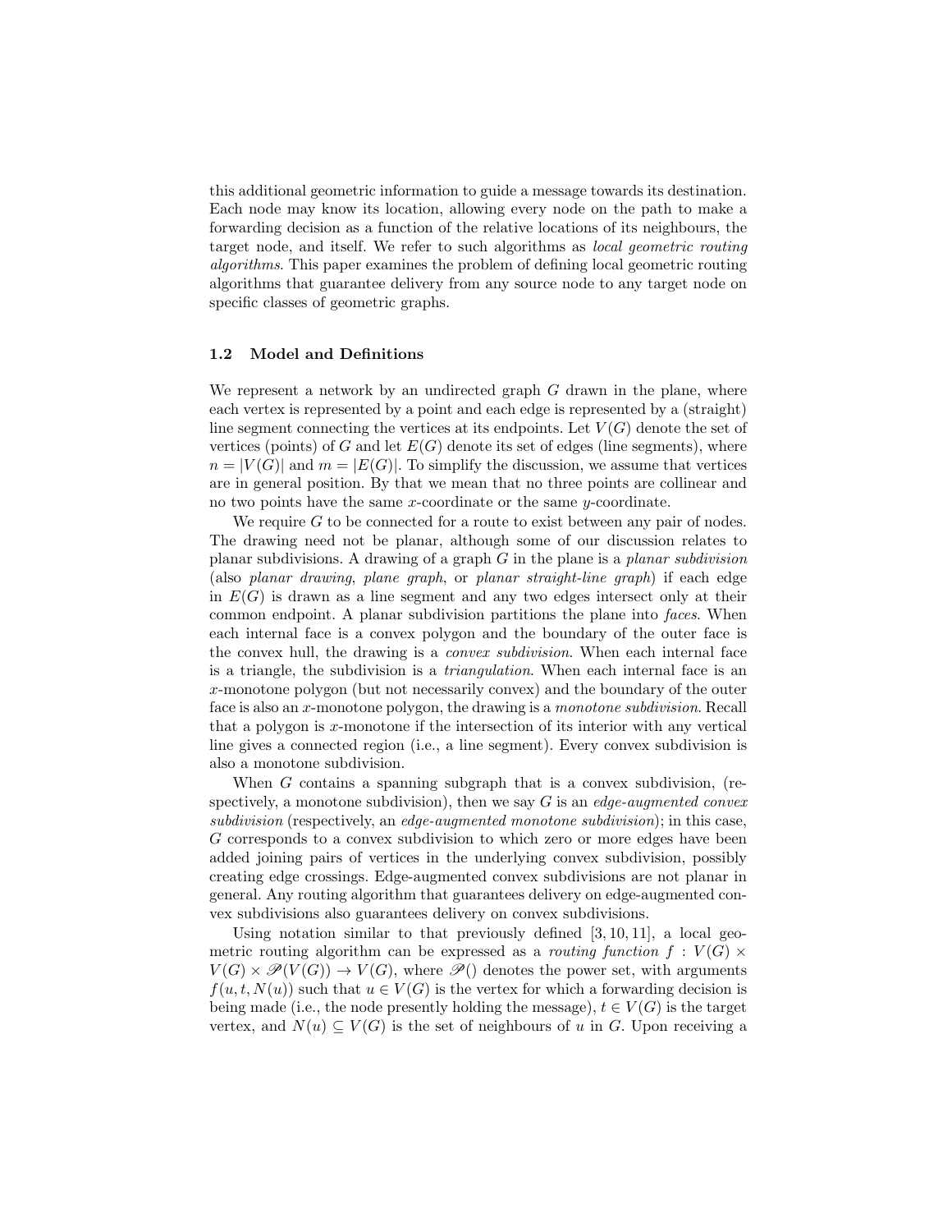this additional geometric information to guide a message towards its destination. Each node may know its location, allowing every node on the path to make a forwarding decision as a function of the relative locations of its neighbours, the target node, and itself. We refer to such algorithms as *local geometric routing algorithms*. This paper examines the problem of defining local geometric routing algorithms that guarantee delivery from any source node to any target node on specific classes of geometric graphs.

### 1.2 Model and Definitions

We represent a network by an undirected graph $G$ drawn in the plane, where each vertex is represented by a point and each edge is represented by a (straight) line segment connecting the vertices at its endpoints. Let $V(G)$ denote the set of vertices (points) of $G$ and let $E(G)$ denote its set of edges (line segments), where $n = |V(G)|$ and $m = |E(G)|$. To simplify the discussion, we assume that vertices are in general position. By that we mean that no three points are collinear and no two points have the same $x$-coordinate or the same $y$-coordinate.

We require $G$ to be connected for a route to exist between any pair of nodes. The drawing need not be planar, although some of our discussion relates to planar subdivisions. A drawing of a graph $G$ in the plane is a *planar subdivision* (also *planar drawing*, *plane graph*, or *planar straight-line graph*) if each edge in $E(G)$ is drawn as a line segment and any two edges intersect only at their common endpoint. A planar subdivision partitions the plane into *faces*. When each internal face is a convex polygon and the boundary of the outer face is the convex hull, the drawing is a *convex subdivision*. When each internal face is a triangle, the subdivision is a *triangulation*. When each internal face is an $x$-monotone polygon (but not necessarily convex) and the boundary of the outer face is also an $x$-monotone polygon, the drawing is a *monotone subdivision*. Recall that a polygon is $x$-monotone if the intersection of its interior with any vertical line gives a connected region (i.e., a line segment). Every convex subdivision is also a monotone subdivision.

When $G$ contains a spanning subgraph that is a convex subdivision, (respectively, a monotone subdivision), then we say $G$ is an *edge-augmented convex subdivision* (respectively, an *edge-augmented monotone subdivision*); in this case, $G$ corresponds to a convex subdivision to which zero or more edges have been added joining pairs of vertices in the underlying convex subdivision, possibly creating edge crossings. Edge-augmented convex subdivisions are not planar in general. Any routing algorithm that guarantees delivery on edge-augmented convex subdivisions also guarantees delivery on convex subdivisions.

Using notation similar to that previously defined [3, 10, 11], a local geometric routing algorithm can be expressed as a *routing function* $f : V(G) \times V(G) \times \mathscr{P}(V(G)) \to V(G)$, where $\mathscr{P}()$ denotes the power set, with arguments $f(u, t, N(u))$ such that $u \in V(G)$ is the vertex for which a forwarding decision is being made (i.e., the node presently holding the message), $t \in V(G)$ is the target vertex, and $N(u) \subseteq V(G)$ is the set of neighbours of $u$ in $G$. Upon receiving a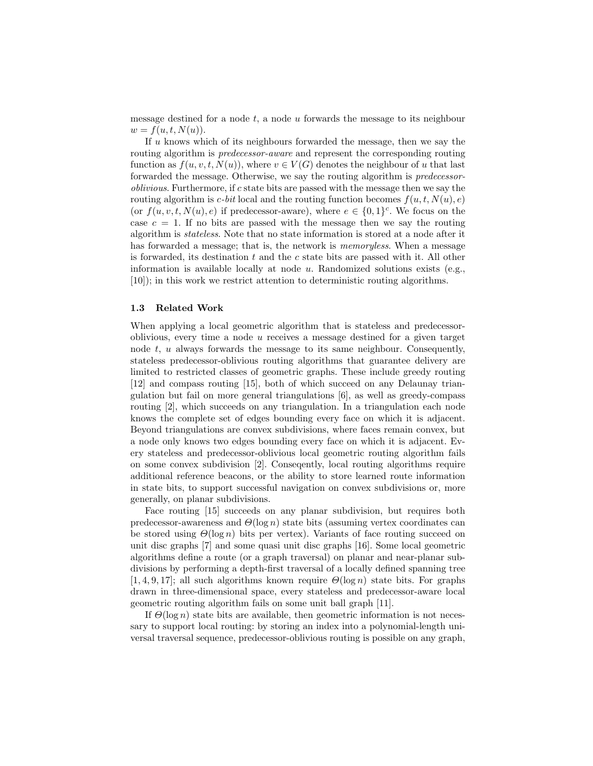message destined for a node $t$, a node $u$ forwards the message to its neighbour $w = f(u, t, N(u))$.

If $u$ knows which of its neighbours forwarded the message, then we say the routing algorithm is *predecessor-aware* and represent the corresponding routing function as $f(u, v, t, N(u))$, where $v \in V(G)$ denotes the neighbour of $u$ that last forwarded the message. Otherwise, we say the routing algorithm is *predecessor-oblivious*. Furthermore, if $c$ state bits are passed with the message then we say the routing algorithm is $c$-*bit* local and the routing function becomes $f(u, t, N(u), e)$ (or $f(u, v, t, N(u), e)$ if predecessor-aware), where $e \in \{0, 1\}^c$. We focus on the case $c = 1$. If no bits are passed with the message then we say the routing algorithm is *stateless*. Note that no state information is stored at a node after it has forwarded a message; that is, the network is *memoryless*. When a message is forwarded, its destination $t$ and the $c$ state bits are passed with it. All other information is available locally at node $u$. Randomized solutions exists (e.g., [10]); in this work we restrict attention to deterministic routing algorithms.

### 1.3 Related Work

When applying a local geometric algorithm that is stateless and predecessor-oblivious, every time a node $u$ receives a message destined for a given target node $t$, $u$ always forwards the message to its same neighbour. Consequently, stateless predecessor-oblivious routing algorithms that guarantee delivery are limited to restricted classes of geometric graphs. These include greedy routing [12] and compass routing [15], both of which succeed on any Delaunay triangulation but fail on more general triangulations [6], as well as greedy-compass routing [2], which succeeds on any triangulation. In a triangulation each node knows the complete set of edges bounding every face on which it is adjacent. Beyond triangulations are convex subdivisions, where faces remain convex, but a node only knows two edges bounding every face on which it is adjacent. Every stateless and predecessor-oblivious local geometric routing algorithm fails on some convex subdivision [2]. Conseqently, local routing algorithms require additional reference beacons, or the ability to store learned route information in state bits, to support successful navigation on convex subdivisions or, more generally, on planar subdivisions.

Face routing [15] succeeds on any planar subdivision, but requires both predecessor-awareness and $\Theta(\log n)$ state bits (assuming vertex coordinates can be stored using $\Theta(\log n)$ bits per vertex). Variants of face routing succeed on unit disc graphs [7] and some quasi unit disc graphs [16]. Some local geometric algorithms define a route (or a graph traversal) on planar and near-planar subdivisions by performing a depth-first traversal of a locally defined spanning tree [1, 4, 9, 17]; all such algorithms known require $\Theta(\log n)$ state bits. For graphs drawn in three-dimensional space, every stateless and predecessor-aware local geometric routing algorithm fails on some unit ball graph [11].

If $\Theta(\log n)$ state bits are available, then geometric information is not necessary to support local routing: by storing an index into a polynomial-length universal traversal sequence, predecessor-oblivious routing is possible on any graph,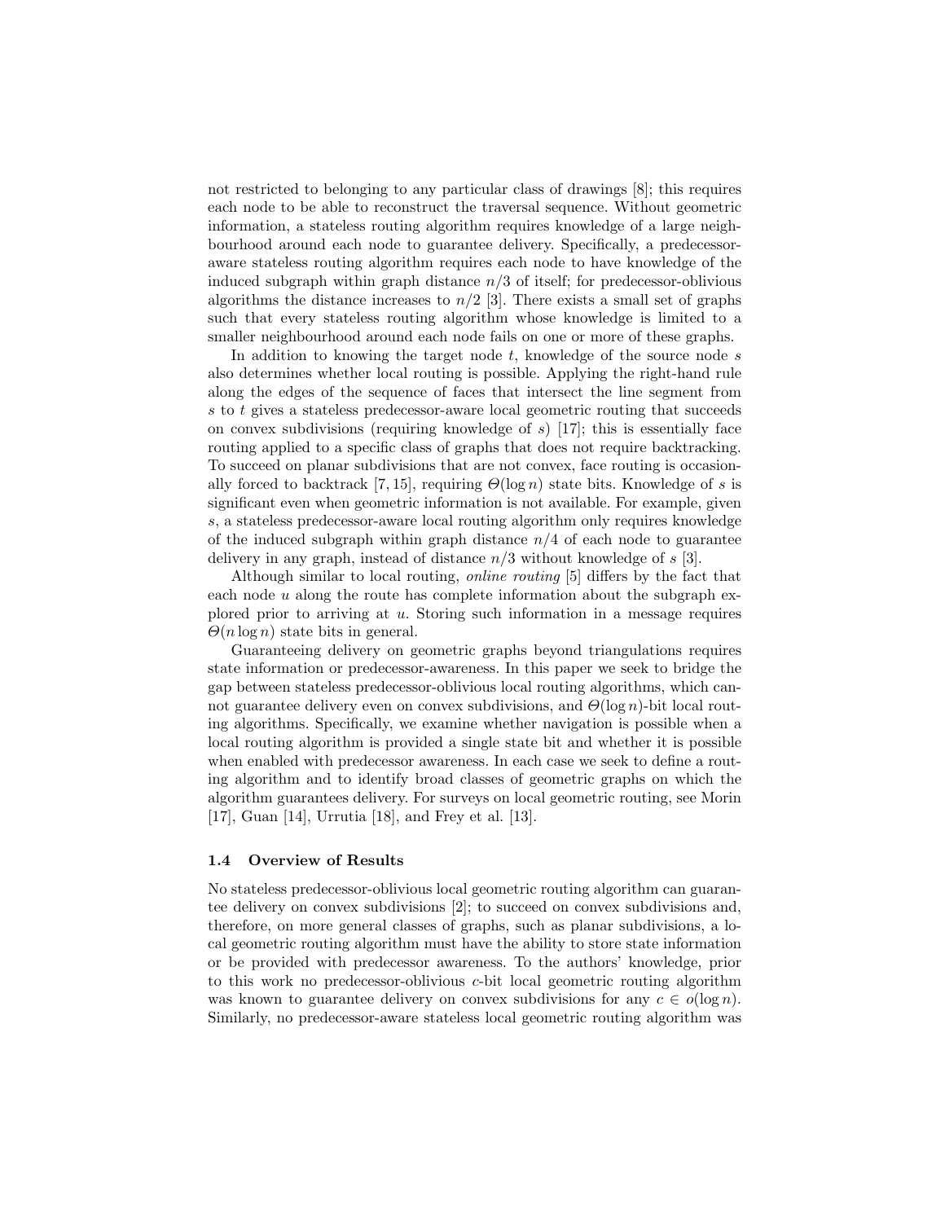not restricted to belonging to any particular class of drawings [8]; this requires each node to be able to reconstruct the traversal sequence. Without geometric information, a stateless routing algorithm requires knowledge of a large neighbourhood around each node to guarantee delivery. Specifically, a predecessor-aware stateless routing algorithm requires each node to have knowledge of the induced subgraph within graph distance $n/3$ of itself; for predecessor-oblivious algorithms the distance increases to $n/2$ [3]. There exists a small set of graphs such that every stateless routing algorithm whose knowledge is limited to a smaller neighbourhood around each node fails on one or more of these graphs.

In addition to knowing the target node $t$, knowledge of the source node $s$ also determines whether local routing is possible. Applying the right-hand rule along the edges of the sequence of faces that intersect the line segment from $s$ to $t$ gives a stateless predecessor-aware local geometric routing that succeeds on convex subdivisions (requiring knowledge of $s$) [17]; this is essentially face routing applied to a specific class of graphs that does not require backtracking. To succeed on planar subdivisions that are not convex, face routing is occasionally forced to backtrack [7, 15], requiring $\Theta(\log n)$ state bits. Knowledge of $s$ is significant even when geometric information is not available. For example, given $s$, a stateless predecessor-aware local routing algorithm only requires knowledge of the induced subgraph within graph distance $n/4$ of each node to guarantee delivery in any graph, instead of distance $n/3$ without knowledge of $s$ [3].

Although similar to local routing, *online routing* [5] differs by the fact that each node $u$ along the route has complete information about the subgraph explored prior to arriving at $u$. Storing such information in a message requires $\Theta(n \log n)$ state bits in general.

Guaranteeing delivery on geometric graphs beyond triangulations requires state information or predecessor-awareness. In this paper we seek to bridge the gap between stateless predecessor-oblivious local routing algorithms, which cannot guarantee delivery even on convex subdivisions, and $\Theta(\log n)$-bit local routing algorithms. Specifically, we examine whether navigation is possible when a local routing algorithm is provided a single state bit and whether it is possible when enabled with predecessor awareness. In each case we seek to define a routing algorithm and to identify broad classes of geometric graphs on which the algorithm guarantees delivery. For surveys on local geometric routing, see Morin [17], Guan [14], Urrutia [18], and Frey et al. [13].

### 1.4 Overview of Results

No stateless predecessor-oblivious local geometric routing algorithm can guarantee delivery on convex subdivisions [2]; to succeed on convex subdivisions and, therefore, on more general classes of graphs, such as planar subdivisions, a local geometric routing algorithm must have the ability to store state information or be provided with predecessor awareness. To the authors' knowledge, prior to this work no predecessor-oblivious $c$-bit local geometric routing algorithm was known to guarantee delivery on convex subdivisions for any $c \in o(\log n)$. Similarly, no predecessor-aware stateless local geometric routing algorithm was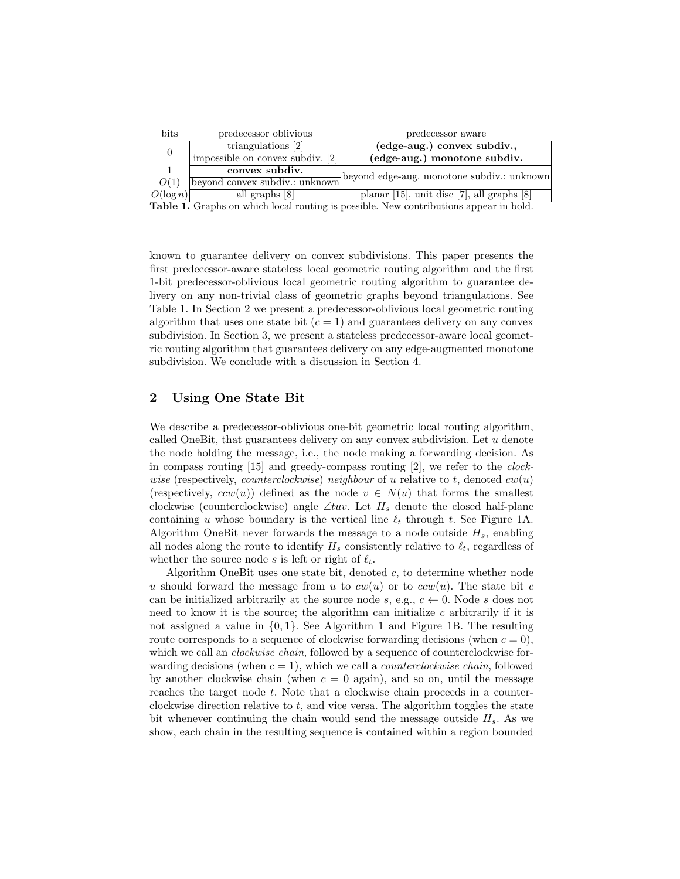| bits | predecessor oblivious | predecessor aware |
|---|---|---|
| 0 | triangulations [2] / impossible on convex subdiv. [2] | **(edge-aug.) convex subdiv., (edge-aug.) monotone subdiv.** |
| 1 | **convex subdiv.** | beyond edge-aug. monotone subdiv.: unknown |
| $O(1)$ | beyond convex subdiv.: unknown | |
| $O(\log n)$ | all graphs [8] | planar [15], unit disc [7], all graphs [8] |

**Table 1.** Graphs on which local routing is possible. New contributions appear in bold.

known to guarantee delivery on convex subdivisions. This paper presents the first predecessor-aware stateless local geometric routing algorithm and the first 1-bit predecessor-oblivious local geometric routing algorithm to guarantee delivery on any non-trivial class of geometric graphs beyond triangulations. See Table 1. In Section 2 we present a predecessor-oblivious local geometric routing algorithm that uses one state bit ($c = 1$) and guarantees delivery on any convex subdivision. In Section 3, we present a stateless predecessor-aware local geometric routing algorithm that guarantees delivery on any edge-augmented monotone subdivision. We conclude with a discussion in Section 4.

## 2 Using One State Bit

We describe a predecessor-oblivious one-bit geometric local routing algorithm, called OneBit, that guarantees delivery on any convex subdivision. Let $u$ denote the node holding the message, i.e., the node making a forwarding decision. As in compass routing [15] and greedy-compass routing [2], we refer to the *clockwise* (respectively, *counterclockwise*) *neighbour* of $u$ relative to $t$, denoted $cw(u)$ (respectively, $ccw(u)$) defined as the node $v \in N(u)$ that forms the smallest clockwise (counterclockwise) angle $\angle tuv$. Let $H_s$ denote the closed half-plane containing $u$ whose boundary is the vertical line $\ell_t$ through $t$. See Figure 1A. Algorithm OneBit never forwards the message to a node outside $H_s$, enabling all nodes along the route to identify $H_s$ consistently relative to $\ell_t$, regardless of whether the source node $s$ is left or right of $\ell_t$.

Algorithm OneBit uses one state bit, denoted $c$, to determine whether node $u$ should forward the message from $u$ to $cw(u)$ or to $ccw(u)$. The state bit $c$ can be initialized arbitrarily at the source node $s$, e.g., $c \leftarrow 0$. Node $s$ does not need to know it is the source; the algorithm can initialize $c$ arbitrarily if it is not assigned a value in $\{0, 1\}$. See Algorithm 1 and Figure 1B. The resulting route corresponds to a sequence of clockwise forwarding decisions (when $c = 0$), which we call an *clockwise chain*, followed by a sequence of counterclockwise forwarding decisions (when $c = 1$), which we call a *counterclockwise chain*, followed by another clockwise chain (when $c = 0$ again), and so on, until the message reaches the target node $t$. Note that a clockwise chain proceeds in a counterclockwise direction relative to $t$, and vice versa. The algorithm toggles the state bit whenever continuing the chain would send the message outside $H_s$. As we show, each chain in the resulting sequence is contained within a region bounded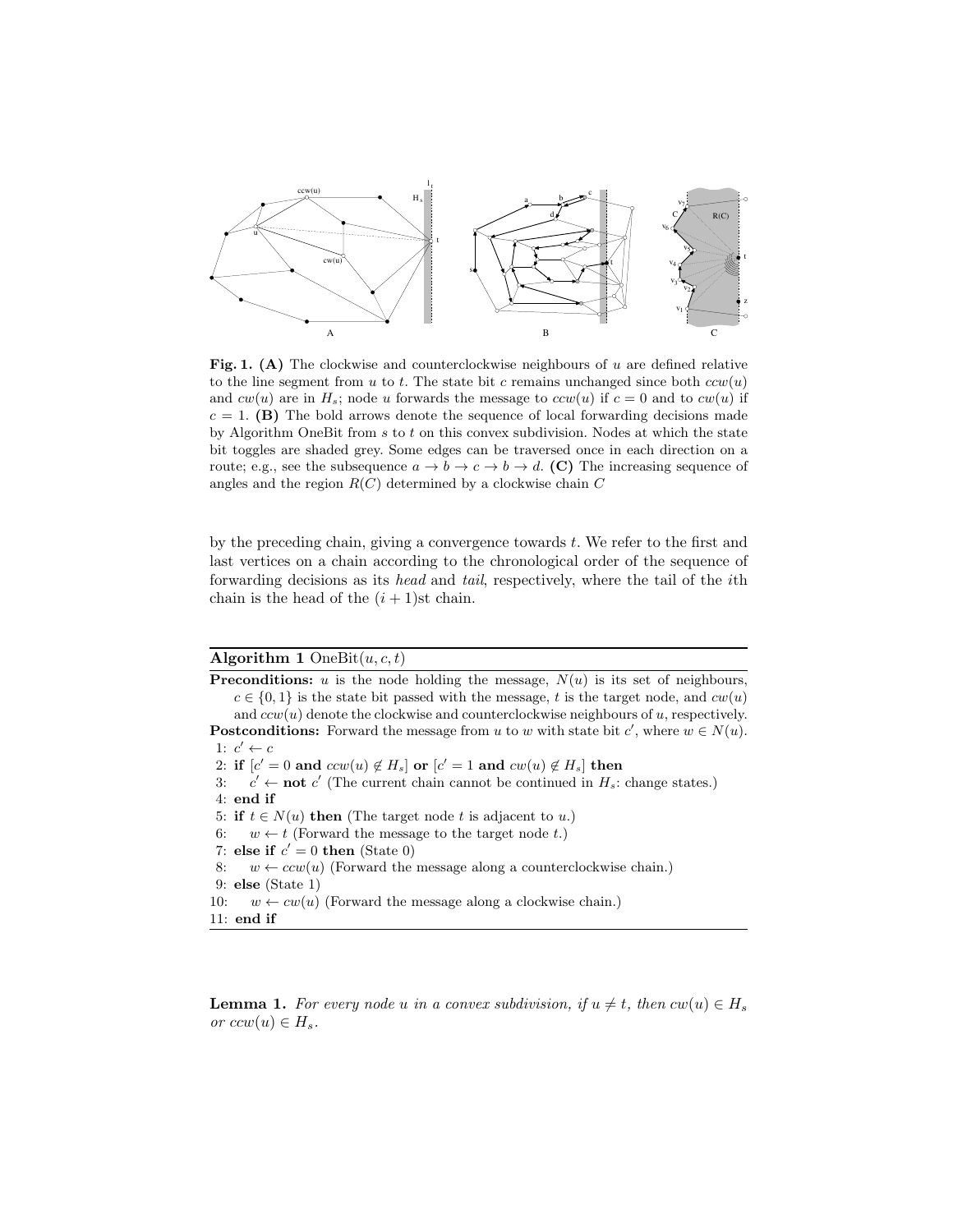**Fig. 1. (A)** The clockwise and counterclockwise neighbours of $u$ are defined relative to the line segment from $u$ to $t$. The state bit $c$ remains unchanged since both $ccw(u)$ and $cw(u)$ are in $H_s$; node $u$ forwards the message to $ccw(u)$ if $c = 0$ and to $cw(u)$ if $c = 1$. **(B)** The bold arrows denote the sequence of local forwarding decisions made by Algorithm OneBit from $s$ to $t$ on this convex subdivision. Nodes at which the state bit toggles are shaded grey. Some edges can be traversed once in each direction on a route; e.g., see the subsequence $a \to b \to c \to b \to d$. **(C)** The increasing sequence of angles and the region $R(C)$ determined by a clockwise chain $C$

by the preceding chain, giving a convergence towards $t$. We refer to the first and last vertices on a chain according to the chronological order of the sequence of forwarding decisions as its *head* and *tail*, respectively, where the tail of the $i$th chain is the head of the $(i+1)$st chain.

**Algorithm 1** OneBit$(u, c, t)$

**Preconditions:** $u$ is the node holding the message, $N(u)$ is its set of neighbours, $c \in \{0, 1\}$ is the state bit passed with the message, $t$ is the target node, and $cw(u)$ and $ccw(u)$ denote the clockwise and counterclockwise neighbours of $u$, respectively.
**Postconditions:** Forward the message from $u$ to $w$ with state bit $c'$, where $w \in N(u)$.

```
1: c' ← c
2: if [c' = 0 and ccw(u) ∉ H_s] or [c' = 1 and cw(u) ∉ H_s] then
3:     c' ← not c' (The current chain cannot be continued in H_s: change states.)
4: end if
5: if t ∈ N(u) then (The target node t is adjacent to u.)
6:     w ← t (Forward the message to the target node t.)
7: else if c' = 0 then (State 0)
8:     w ← ccw(u) (Forward the message along a counterclockwise chain.)
9: else (State 1)
10:    w ← cw(u) (Forward the message along a clockwise chain.)
11: end if
```

**Lemma 1.** *For every node $u$ in a convex subdivision, if $u \neq t$, then $cw(u) \in H_s$ or $ccw(u) \in H_s$.*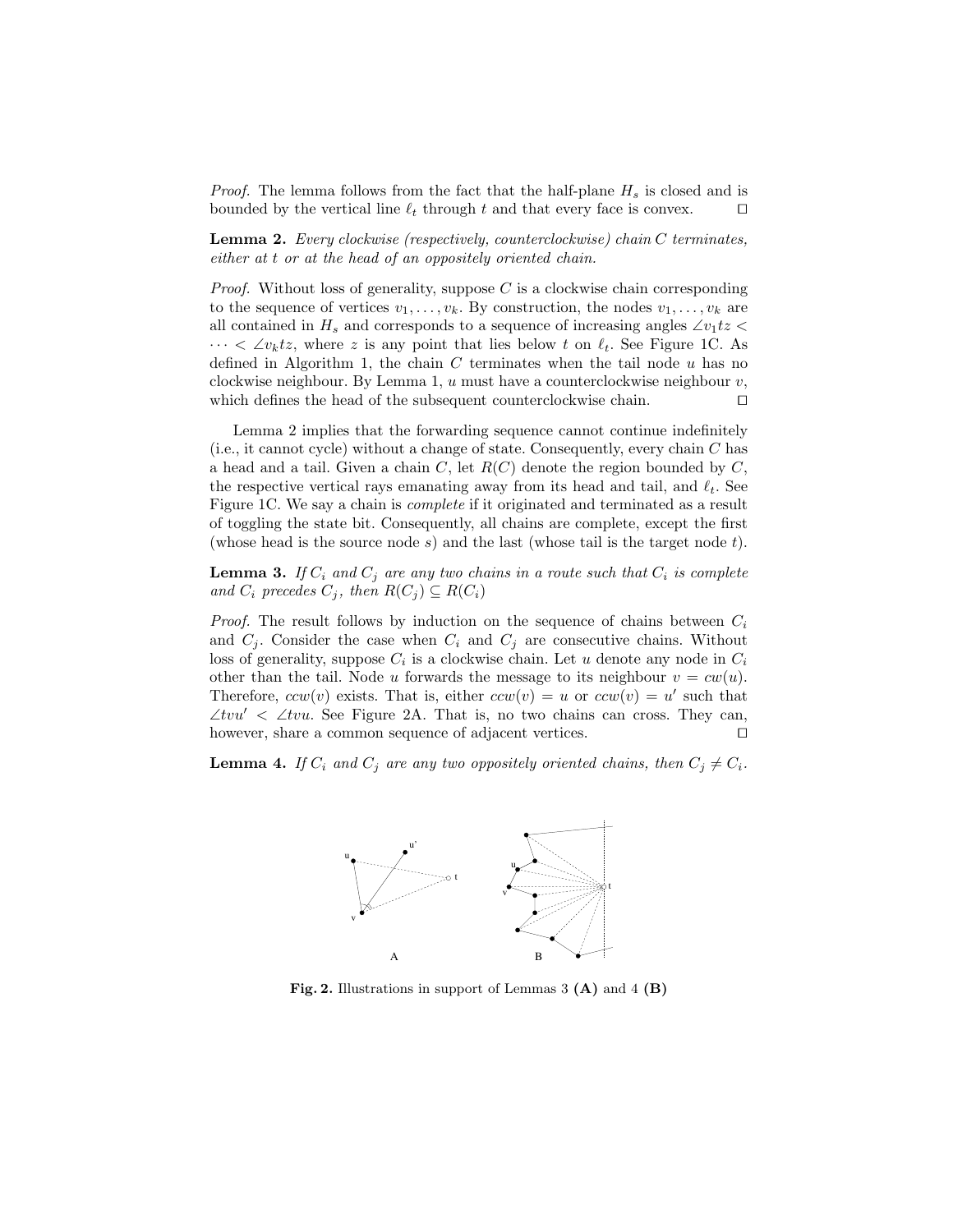*Proof.* The lemma follows from the fact that the half-plane $H_s$ is closed and is bounded by the vertical line $\ell_t$ through $t$ and that every face is convex. □

**Lemma 2.** *Every clockwise (respectively, counterclockwise) chain $C$ terminates, either at $t$ or at the head of an oppositely oriented chain.*

*Proof.* Without loss of generality, suppose $C$ is a clockwise chain corresponding to the sequence of vertices $v_1, \ldots, v_k$. By construction, the nodes $v_1, \ldots, v_k$ are all contained in $H_s$ and corresponds to a sequence of increasing angles $\angle v_1 t z < \cdots < \angle v_k t z$, where $z$ is any point that lies below $t$ on $\ell_t$. See Figure 1C. As defined in Algorithm 1, the chain $C$ terminates when the tail node $u$ has no clockwise neighbour. By Lemma 1, $u$ must have a counterclockwise neighbour $v$, which defines the head of the subsequent counterclockwise chain. □

Lemma 2 implies that the forwarding sequence cannot continue indefinitely (i.e., it cannot cycle) without a change of state. Consequently, every chain $C$ has a head and a tail. Given a chain $C$, let $R(C)$ denote the region bounded by $C$, the respective vertical rays emanating away from its head and tail, and $\ell_t$. See Figure 1C. We say a chain is *complete* if it originated and terminated as a result of toggling the state bit. Consequently, all chains are complete, except the first (whose head is the source node $s$) and the last (whose tail is the target node $t$).

**Lemma 3.** *If $C_i$ and $C_j$ are any two chains in a route such that $C_i$ is complete and $C_i$ precedes $C_j$, then $R(C_j) \subseteq R(C_i)$*

*Proof.* The result follows by induction on the sequence of chains between $C_i$ and $C_j$. Consider the case when $C_i$ and $C_j$ are consecutive chains. Without loss of generality, suppose $C_i$ is a clockwise chain. Let $u$ denote any node in $C_i$ other than the tail. Node $u$ forwards the message to its neighbour $v = cw(u)$. Therefore, $ccw(v)$ exists. That is, either $ccw(v) = u$ or $ccw(v) = u'$ such that $\angle tvu' < \angle tvu$. See Figure 2A. That is, no two chains can cross. They can, however, share a common sequence of adjacent vertices. □

**Lemma 4.** *If $C_i$ and $C_j$ are any two oppositely oriented chains, then $C_j \neq C_i$.*

**Fig. 2.** Illustrations in support of Lemmas 3 **(A)** and 4 **(B)**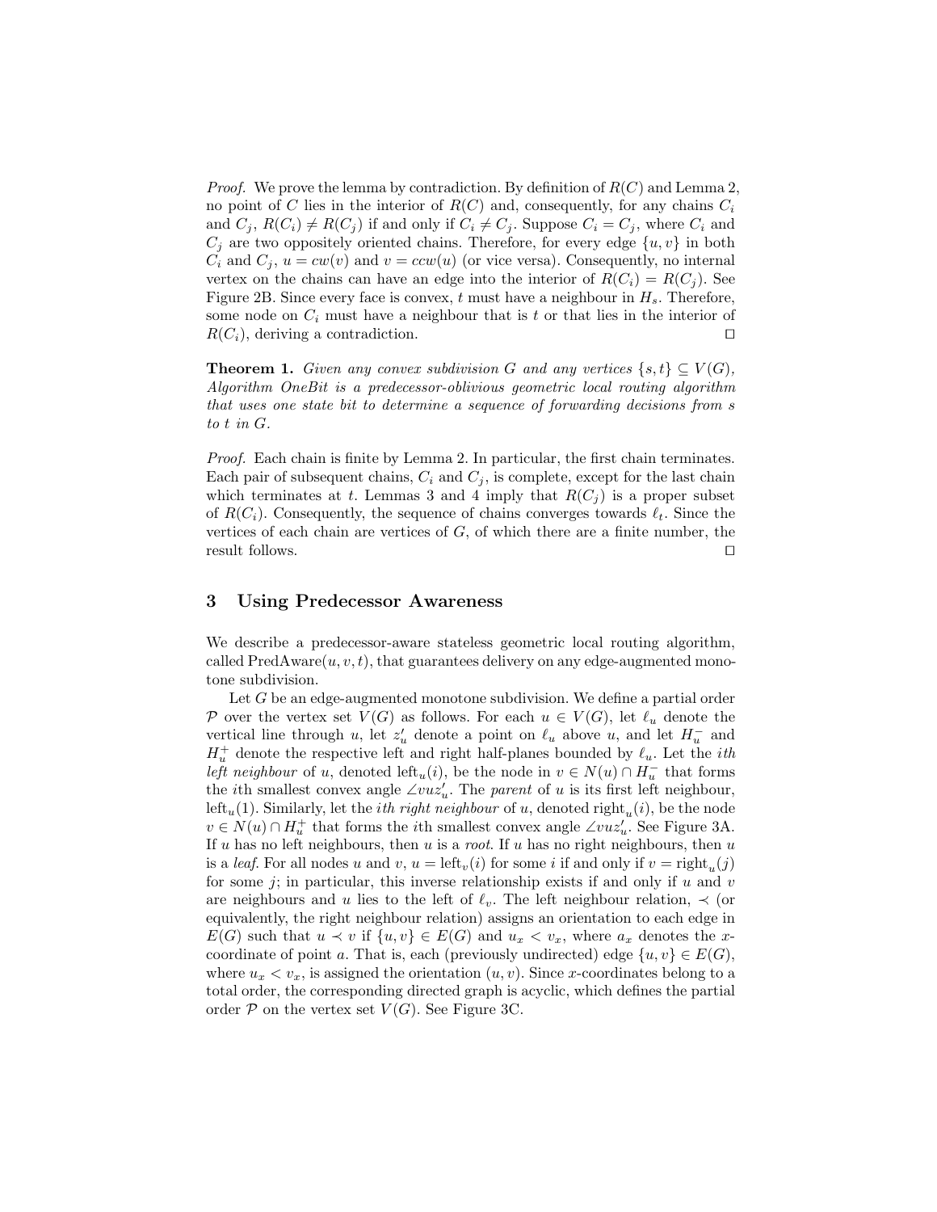*Proof.* We prove the lemma by contradiction. By definition of $R(C)$ and Lemma 2, no point of $C$ lies in the interior of $R(C)$ and, consequently, for any chains $C_i$ and $C_j$, $R(C_i) \neq R(C_j)$ if and only if $C_i \neq C_j$. Suppose $C_i = C_j$, where $C_i$ and $C_j$ are two oppositely oriented chains. Therefore, for every edge $\{u, v\}$ in both $C_i$ and $C_j$, $u = cw(v)$ and $v = ccw(u)$ (or vice versa). Consequently, no internal vertex on the chains can have an edge into the interior of $R(C_i) = R(C_j)$. See Figure 2B. Since every face is convex, $t$ must have a neighbour in $H_s$. Therefore, some node on $C_i$ must have a neighbour that is $t$ or that lies in the interior of $R(C_i)$, deriving a contradiction. ◻

**Theorem 1.** *Given any convex subdivision $G$ and any vertices $\{s, t\} \subseteq V(G)$, Algorithm OneBit is a predecessor-oblivious geometric local routing algorithm that uses one state bit to determine a sequence of forwarding decisions from $s$ to $t$ in $G$.*

*Proof.* Each chain is finite by Lemma 2. In particular, the first chain terminates. Each pair of subsequent chains, $C_i$ and $C_j$, is complete, except for the last chain which terminates at $t$. Lemmas 3 and 4 imply that $R(C_j)$ is a proper subset of $R(C_i)$. Consequently, the sequence of chains converges towards $\ell_t$. Since the vertices of each chain are vertices of $G$, of which there are a finite number, the result follows. ◻

## 3 Using Predecessor Awareness

We describe a predecessor-aware stateless geometric local routing algorithm, called PredAware$(u, v, t)$, that guarantees delivery on any edge-augmented monotone subdivision.

Let $G$ be an edge-augmented monotone subdivision. We define a partial order $\mathcal{P}$ over the vertex set $V(G)$ as follows. For each $u \in V(G)$, let $\ell_u$ denote the vertical line through $u$, let $z'_u$ denote a point on $\ell_u$ above $u$, and let $H^-_u$ and $H^+_u$ denote the respective left and right half-planes bounded by $\ell_u$. Let the *ith left neighbour* of $u$, denoted $\text{left}_u(i)$, be the node in $v \in N(u) \cap H^-_u$ that forms the $i$th smallest convex angle $\angle vuz'_u$. The *parent* of $u$ is its first left neighbour, $\text{left}_u(1)$. Similarly, let the *ith right neighbour* of $u$, denoted $\text{right}_u(i)$, be the node $v \in N(u) \cap H^+_u$ that forms the $i$th smallest convex angle $\angle vuz'_u$. See Figure 3A. If $u$ has no left neighbours, then $u$ is a *root*. If $u$ has no right neighbours, then $u$ is a *leaf*. For all nodes $u$ and $v$, $u = \text{left}_v(i)$ for some $i$ if and only if $v = \text{right}_u(j)$ for some $j$; in particular, this inverse relationship exists if and only if $u$ and $v$ are neighbours and $u$ lies to the left of $\ell_v$. The left neighbour relation, $\prec$ (or equivalently, the right neighbour relation) assigns an orientation to each edge in $E(G)$ such that $u \prec v$ if $\{u, v\} \in E(G)$ and $u_x < v_x$, where $a_x$ denotes the $x$-coordinate of point $a$. That is, each (previously undirected) edge $\{u, v\} \in E(G)$, where $u_x < v_x$, is assigned the orientation $(u, v)$. Since $x$-coordinates belong to a total order, the corresponding directed graph is acyclic, which defines the partial order $\mathcal{P}$ on the vertex set $V(G)$. See Figure 3C.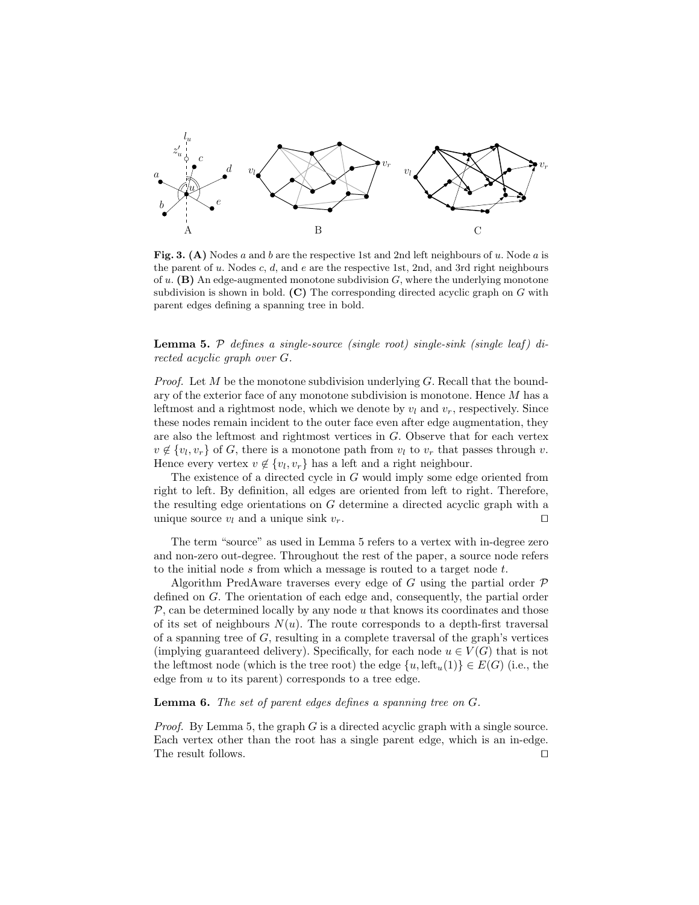**Fig. 3. (A)** Nodes $a$ and $b$ are the respective 1st and 2nd left neighbours of $u$. Node $a$ is the parent of $u$. Nodes $c$, $d$, and $e$ are the respective 1st, 2nd, and 3rd right neighbours of $u$. **(B)** An edge-augmented monotone subdivision $G$, where the underlying monotone subdivision is shown in bold. **(C)** The corresponding directed acyclic graph on $G$ with parent edges defining a spanning tree in bold.

**Lemma 5.** *$\mathcal{P}$ defines a single-source (single root) single-sink (single leaf) directed acyclic graph over $G$.*

*Proof.* Let $M$ be the monotone subdivision underlying $G$. Recall that the boundary of the exterior face of any monotone subdivision is monotone. Hence $M$ has a leftmost and a rightmost node, which we denote by $v_l$ and $v_r$, respectively. Since these nodes remain incident to the outer face even after edge augmentation, they are also the leftmost and rightmost vertices in $G$. Observe that for each vertex $v \notin \{v_l, v_r\}$ of $G$, there is a monotone path from $v_l$ to $v_r$ that passes through $v$. Hence every vertex $v \notin \{v_l, v_r\}$ has a left and a right neighbour.

The existence of a directed cycle in $G$ would imply some edge oriented from right to left. By definition, all edges are oriented from left to right. Therefore, the resulting edge orientations on $G$ determine a directed acyclic graph with a unique source $v_l$ and a unique sink $v_r$. $\square$

The term "source" as used in Lemma 5 refers to a vertex with in-degree zero and non-zero out-degree. Throughout the rest of the paper, a source node refers to the initial node $s$ from which a message is routed to a target node $t$.

Algorithm PredAware traverses every edge of $G$ using the partial order $\mathcal{P}$ defined on $G$. The orientation of each edge and, consequently, the partial order $\mathcal{P}$, can be determined locally by any node $u$ that knows its coordinates and those of its set of neighbours $N(u)$. The route corresponds to a depth-first traversal of a spanning tree of $G$, resulting in a complete traversal of the graph's vertices (implying guaranteed delivery). Specifically, for each node $u \in V(G)$ that is not the leftmost node (which is the tree root) the edge $\{u, \text{left}_u(1)\} \in E(G)$ (i.e., the edge from $u$ to its parent) corresponds to a tree edge.

**Lemma 6.** *The set of parent edges defines a spanning tree on $G$.*

*Proof.* By Lemma 5, the graph $G$ is a directed acyclic graph with a single source. Each vertex other than the root has a single parent edge, which is an in-edge. The result follows. $\square$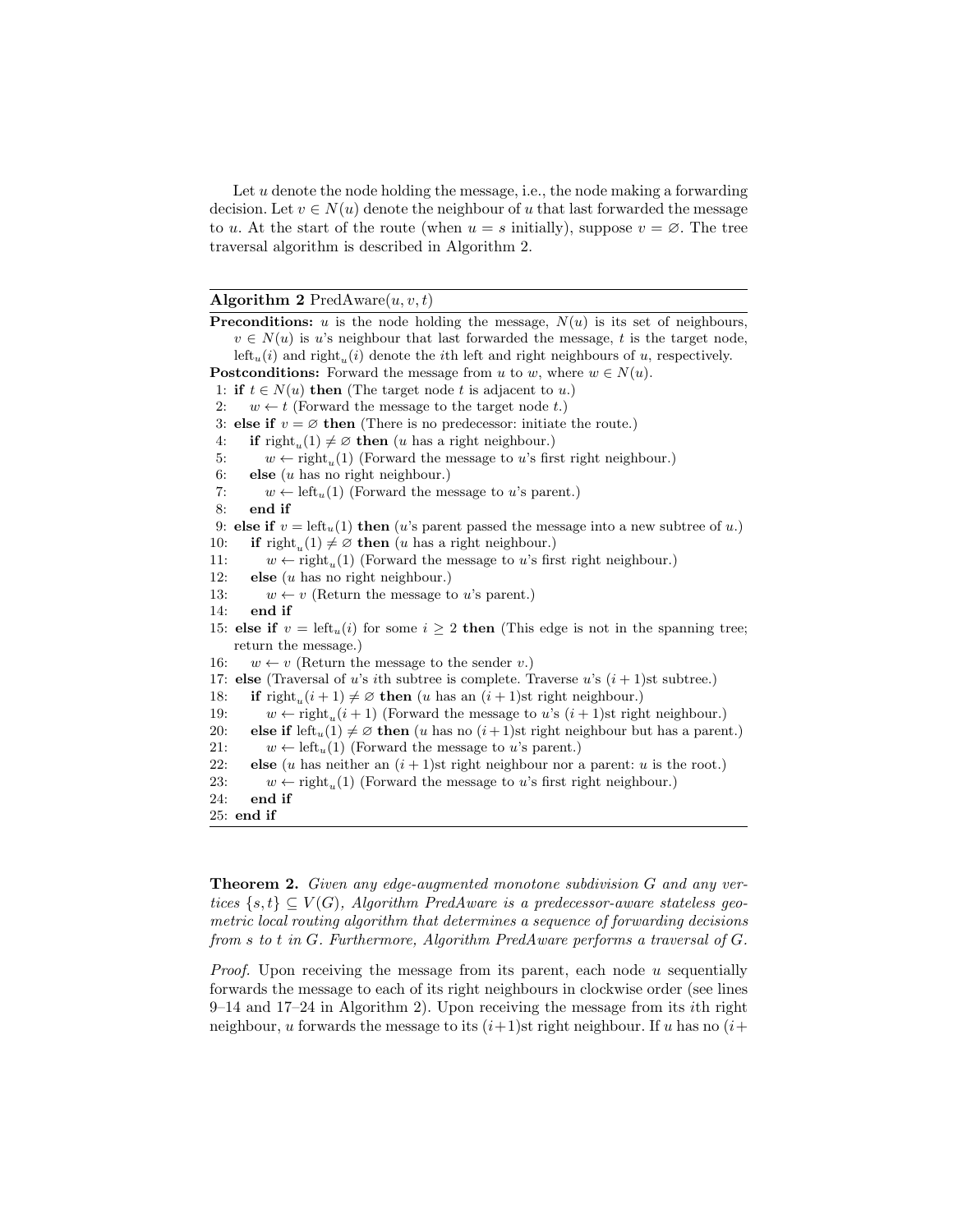Let $u$ denote the node holding the message, i.e., the node making a forwarding decision. Let $v \in N(u)$ denote the neighbour of $u$ that last forwarded the message to $u$. At the start of the route (when $u = s$ initially), suppose $v = \varnothing$. The tree traversal algorithm is described in Algorithm 2.

---

**Algorithm 2** PredAware$(u, v, t)$

---

**Preconditions:** $u$ is the node holding the message, $N(u)$ is its set of neighbours, $v \in N(u)$ is $u$'s neighbour that last forwarded the message, $t$ is the target node, $\text{left}_u(i)$ and $\text{right}_u(i)$ denote the $i$th left and right neighbours of $u$, respectively.
**Postconditions:** Forward the message from $u$ to $w$, where $w \in N(u)$.

1: **if** $t \in N(u)$ **then** (The target node $t$ is adjacent to $u$.)
2: $\quad w \leftarrow t$ (Forward the message to the target node $t$.)
3: **else if** $v = \varnothing$ **then** (There is no predecessor: initiate the route.)
4: $\quad$ **if** $\text{right}_u(1) \neq \varnothing$ **then** ($u$ has a right neighbour.)
5: $\quad\quad w \leftarrow \text{right}_u(1)$ (Forward the message to $u$'s first right neighbour.)
6: $\quad$ **else** ($u$ has no right neighbour.)
7: $\quad\quad w \leftarrow \text{left}_u(1)$ (Forward the message to $u$'s parent.)
8: $\quad$ **end if**
9: **else if** $v = \text{left}_u(1)$ **then** ($u$'s parent passed the message into a new subtree of $u$.)
10: $\quad$ **if** $\text{right}_u(1) \neq \varnothing$ **then** ($u$ has a right neighbour.)
11: $\quad\quad w \leftarrow \text{right}_u(1)$ (Forward the message to $u$'s first right neighbour.)
12: $\quad$ **else** ($u$ has no right neighbour.)
13: $\quad\quad w \leftarrow v$ (Return the message to $u$'s parent.)
14: $\quad$ **end if**
15: **else if** $v = \text{left}_u(i)$ for some $i \geq 2$ **then** (This edge is not in the spanning tree; return the message.)
16: $\quad w \leftarrow v$ (Return the message to the sender $v$.)
17: **else** (Traversal of $u$'s $i$th subtree is complete. Traverse $u$'s $(i+1)$st subtree.)
18: $\quad$ **if** $\text{right}_u(i+1) \neq \varnothing$ **then** ($u$ has an $(i+1)$st right neighbour.)
19: $\quad\quad w \leftarrow \text{right}_u(i+1)$ (Forward the message to $u$'s $(i+1)$st right neighbour.)
20: $\quad$ **else if** $\text{left}_u(1) \neq \varnothing$ **then** ($u$ has no $(i+1)$st right neighbour but has a parent.)
21: $\quad\quad w \leftarrow \text{left}_u(1)$ (Forward the message to $u$'s parent.)
22: $\quad$ **else** ($u$ has neither an $(i+1)$st right neighbour nor a parent: $u$ is the root.)
23: $\quad\quad w \leftarrow \text{right}_u(1)$ (Forward the message to $u$'s first right neighbour.)
24: $\quad$ **end if**
25: **end if**

---

**Theorem 2.** *Given any edge-augmented monotone subdivision $G$ and any vertices $\{s, t\} \subseteq V(G)$, Algorithm PredAware is a predecessor-aware stateless geometric local routing algorithm that determines a sequence of forwarding decisions from $s$ to $t$ in $G$. Furthermore, Algorithm PredAware performs a traversal of $G$.*

*Proof.* Upon receiving the message from its parent, each node $u$ sequentially forwards the message to each of its right neighbours in clockwise order (see lines 9–14 and 17–24 in Algorithm 2). Upon receiving the message from its $i$th right neighbour, $u$ forwards the message to its $(i+1)$st right neighbour. If $u$ has no $(i+$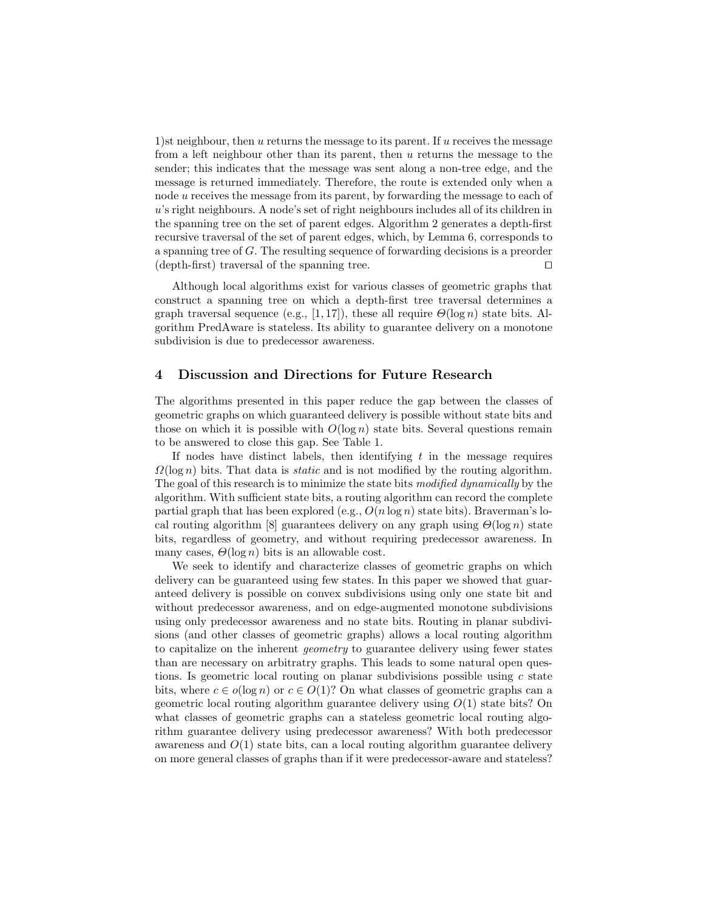1)st neighbour, then $u$ returns the message to its parent. If $u$ receives the message from a left neighbour other than its parent, then $u$ returns the message to the sender; this indicates that the message was sent along a non-tree edge, and the message is returned immediately. Therefore, the route is extended only when a node $u$ receives the message from its parent, by forwarding the message to each of $u$'s right neighbours. A node's set of right neighbours includes all of its children in the spanning tree on the set of parent edges. Algorithm 2 generates a depth-first recursive traversal of the set of parent edges, which, by Lemma 6, corresponds to a spanning tree of $G$. The resulting sequence of forwarding decisions is a preorder (depth-first) traversal of the spanning tree. ◻

Although local algorithms exist for various classes of geometric graphs that construct a spanning tree on which a depth-first tree traversal determines a graph traversal sequence (e.g., [1, 17]), these all require $\Theta(\log n)$ state bits. Algorithm PredAware is stateless. Its ability to guarantee delivery on a monotone subdivision is due to predecessor awareness.

## 4 Discussion and Directions for Future Research

The algorithms presented in this paper reduce the gap between the classes of geometric graphs on which guaranteed delivery is possible without state bits and those on which it is possible with $O(\log n)$ state bits. Several questions remain to be answered to close this gap. See Table 1.

If nodes have distinct labels, then identifying $t$ in the message requires $\Omega(\log n)$ bits. That data is *static* and is not modified by the routing algorithm. The goal of this research is to minimize the state bits *modified dynamically* by the algorithm. With sufficient state bits, a routing algorithm can record the complete partial graph that has been explored (e.g., $O(n \log n)$ state bits). Braverman's local routing algorithm [8] guarantees delivery on any graph using $\Theta(\log n)$ state bits, regardless of geometry, and without requiring predecessor awareness. In many cases, $\Theta(\log n)$ bits is an allowable cost.

We seek to identify and characterize classes of geometric graphs on which delivery can be guaranteed using few states. In this paper we showed that guaranteed delivery is possible on convex subdivisions using only one state bit and without predecessor awareness, and on edge-augmented monotone subdivisions using only predecessor awareness and no state bits. Routing in planar subdivisions (and other classes of geometric graphs) allows a local routing algorithm to capitalize on the inherent *geometry* to guarantee delivery using fewer states than are necessary on arbitratry graphs. This leads to some natural open questions. Is geometric local routing on planar subdivisions possible using $c$ state bits, where $c \in o(\log n)$ or $c \in O(1)$? On what classes of geometric graphs can a geometric local routing algorithm guarantee delivery using $O(1)$ state bits? On what classes of geometric graphs can a stateless geometric local routing algorithm guarantee delivery using predecessor awareness? With both predecessor awareness and $O(1)$ state bits, can a local routing algorithm guarantee delivery on more general classes of graphs than if it were predecessor-aware and stateless?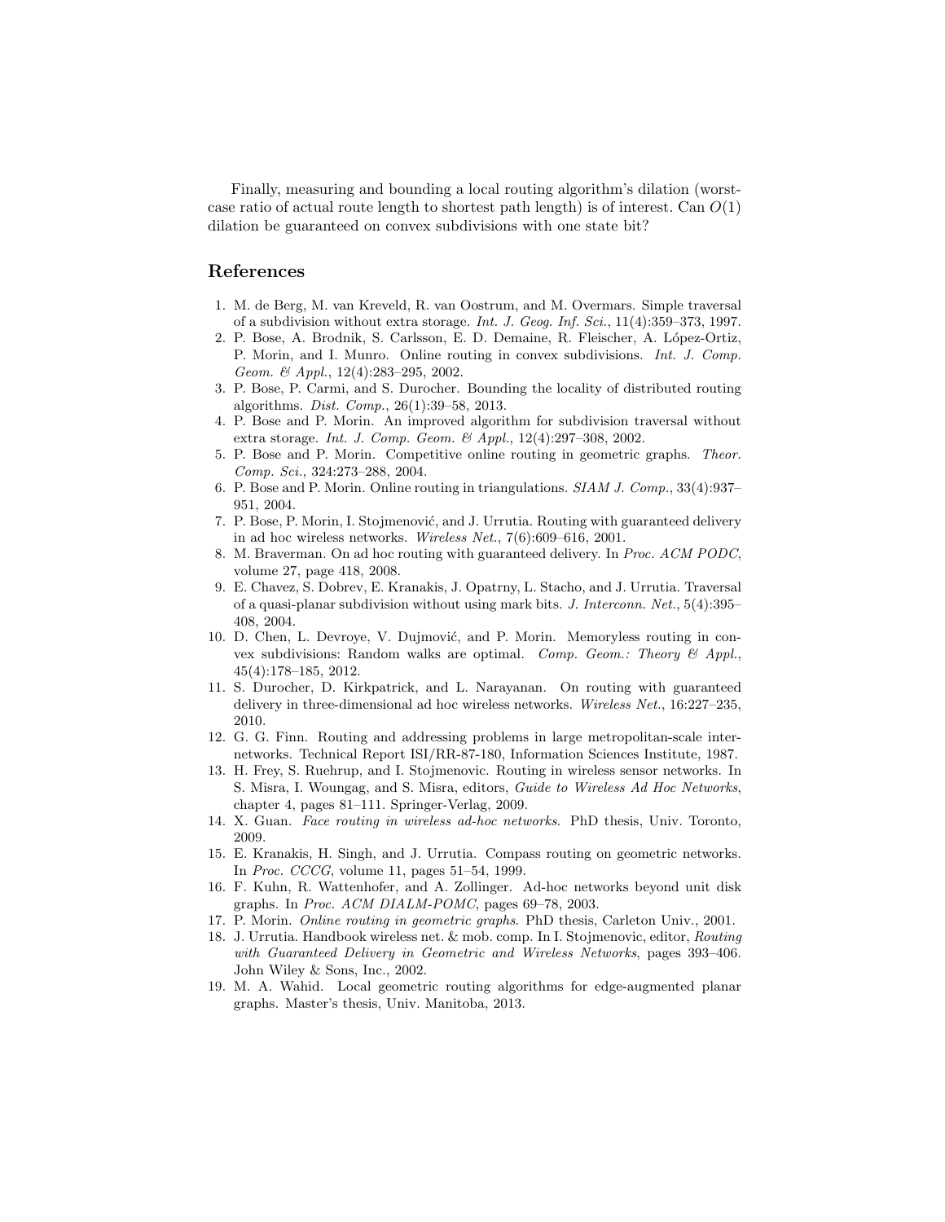Finally, measuring and bounding a local routing algorithm's dilation (worst-case ratio of actual route length to shortest path length) is of interest. Can $O(1)$ dilation be guaranteed on convex subdivisions with one state bit?

## References

1. M. de Berg, M. van Kreveld, R. van Oostrum, and M. Overmars. Simple traversal of a subdivision without extra storage. *Int. J. Geog. Inf. Sci.*, 11(4):359–373, 1997.
2. P. Bose, A. Brodnik, S. Carlsson, E. D. Demaine, R. Fleischer, A. López-Ortiz, P. Morin, and I. Munro. Online routing in convex subdivisions. *Int. J. Comp. Geom. & Appl.*, 12(4):283–295, 2002.
3. P. Bose, P. Carmi, and S. Durocher. Bounding the locality of distributed routing algorithms. *Dist. Comp.*, 26(1):39–58, 2013.
4. P. Bose and P. Morin. An improved algorithm for subdivision traversal without extra storage. *Int. J. Comp. Geom. & Appl.*, 12(4):297–308, 2002.
5. P. Bose and P. Morin. Competitive online routing in geometric graphs. *Theor. Comp. Sci.*, 324:273–288, 2004.
6. P. Bose and P. Morin. Online routing in triangulations. *SIAM J. Comp.*, 33(4):937–951, 2004.
7. P. Bose, P. Morin, I. Stojmenović, and J. Urrutia. Routing with guaranteed delivery in ad hoc wireless networks. *Wireless Net.*, 7(6):609–616, 2001.
8. M. Braverman. On ad hoc routing with guaranteed delivery. In *Proc. ACM PODC*, volume 27, page 418, 2008.
9. E. Chavez, S. Dobrev, E. Kranakis, J. Opatrny, L. Stacho, and J. Urrutia. Traversal of a quasi-planar subdivision without using mark bits. *J. Interconn. Net.*, 5(4):395–408, 2004.
10. D. Chen, L. Devroye, V. Dujmović, and P. Morin. Memoryless routing in convex subdivisions: Random walks are optimal. *Comp. Geom.: Theory & Appl.*, 45(4):178–185, 2012.
11. S. Durocher, D. Kirkpatrick, and L. Narayanan. On routing with guaranteed delivery in three-dimensional ad hoc wireless networks. *Wireless Net.*, 16:227–235, 2010.
12. G. G. Finn. Routing and addressing problems in large metropolitan-scale internetworks. Technical Report ISI/RR-87-180, Information Sciences Institute, 1987.
13. H. Frey, S. Ruehrup, and I. Stojmenovic. Routing in wireless sensor networks. In S. Misra, I. Woungag, and S. Misra, editors, *Guide to Wireless Ad Hoc Networks*, chapter 4, pages 81–111. Springer-Verlag, 2009.
14. X. Guan. *Face routing in wireless ad-hoc networks*. PhD thesis, Univ. Toronto, 2009.
15. E. Kranakis, H. Singh, and J. Urrutia. Compass routing on geometric networks. In *Proc. CCCG*, volume 11, pages 51–54, 1999.
16. F. Kuhn, R. Wattenhofer, and A. Zollinger. Ad-hoc networks beyond unit disk graphs. In *Proc. ACM DIALM-POMC*, pages 69–78, 2003.
17. P. Morin. *Online routing in geometric graphs*. PhD thesis, Carleton Univ., 2001.
18. J. Urrutia. Handbook wireless net. & mob. comp. In I. Stojmenovic, editor, *Routing with Guaranteed Delivery in Geometric and Wireless Networks*, pages 393–406. John Wiley & Sons, Inc., 2002.
19. M. A. Wahid. Local geometric routing algorithms for edge-augmented planar graphs. Master's thesis, Univ. Manitoba, 2013.